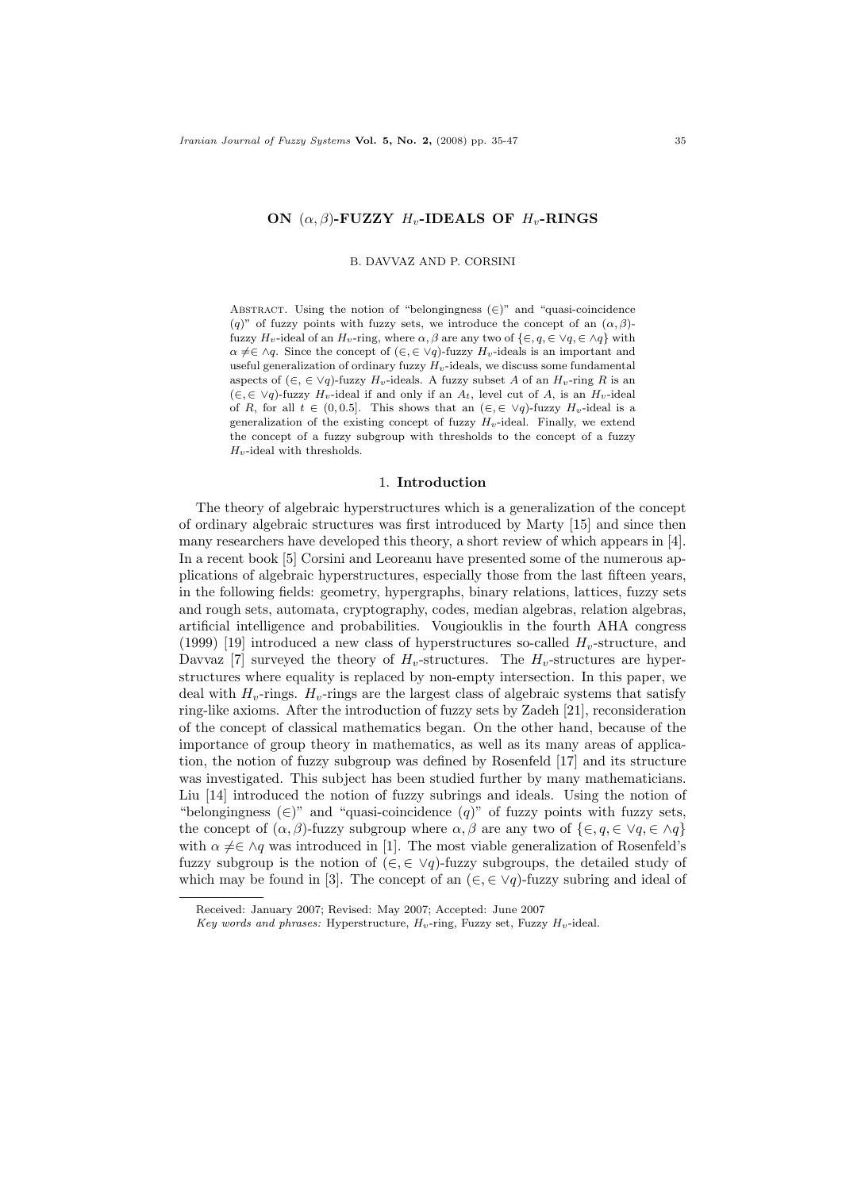# ON $(\alpha, \beta)$-FUZZY $H_v$-IDEALS OF $H_v$-RINGS

B. DAVVAZ AND P. CORSINI

Abstract. Using the notion of "belongingness $(\in)$" and "quasi-coincidence $(q)$" of fuzzy points with fuzzy sets, we introduce the concept of an $(\alpha, \beta)$-fuzzy $H_v$-ideal of an $H_v$-ring, where $\alpha, \beta$ are any two of $\{\in, q, \in \vee q, \in \wedge q\}$ with $\alpha \neq \in \wedge q$. Since the concept of $(\in, \in \vee q)$-fuzzy $H_v$-ideals is an important and useful generalization of ordinary fuzzy $H_v$-ideals, we discuss some fundamental aspects of $(\in, \in \vee q)$-fuzzy $H_v$-ideals. A fuzzy subset $A$ of an $H_v$-ring $R$ is an $(\in, \in \vee q)$-fuzzy $H_v$-ideal if and only if an $A_t$, level cut of $A$, is an $H_v$-ideal of $R$, for all $t \in (0, 0.5]$. This shows that an $(\in, \in \vee q)$-fuzzy $H_v$-ideal is a generalization of the existing concept of fuzzy $H_v$-ideal. Finally, we extend the concept of a fuzzy subgroup with thresholds to the concept of a fuzzy $H_v$-ideal with thresholds.

## 1. Introduction

The theory of algebraic hyperstructures which is a generalization of the concept of ordinary algebraic structures was first introduced by Marty [15] and since then many researchers have developed this theory, a short review of which appears in [4]. In a recent book [5] Corsini and Leoreanu have presented some of the numerous applications of algebraic hyperstructures, especially those from the last fifteen years, in the following fields: geometry, hypergraphs, binary relations, lattices, fuzzy sets and rough sets, automata, cryptography, codes, median algebras, relation algebras, artificial intelligence and probabilities. Vougiouklis in the fourth AHA congress (1999) [19] introduced a new class of hyperstructures so-called $H_v$-structure, and Davvaz [7] surveyed the theory of $H_v$-structures. The $H_v$-structures are hyperstructures where equality is replaced by non-empty intersection. In this paper, we deal with $H_v$-rings. $H_v$-rings are the largest class of algebraic systems that satisfy ring-like axioms. After the introduction of fuzzy sets by Zadeh [21], reconsideration of the concept of classical mathematics began. On the other hand, because of the importance of group theory in mathematics, as well as its many areas of application, the notion of fuzzy subgroup was defined by Rosenfeld [17] and its structure was investigated. This subject has been studied further by many mathematicians. Liu [14] introduced the notion of fuzzy subrings and ideals. Using the notion of "belongingness $(\in)$" and "quasi-coincidence $(q)$" of fuzzy points with fuzzy sets, the concept of $(\alpha, \beta)$-fuzzy subgroup where $\alpha, \beta$ are any two of $\{\in, q, \in \vee q, \in \wedge q\}$ with $\alpha \neq \in \wedge q$ was introduced in [1]. The most viable generalization of Rosenfeld's fuzzy subgroup is the notion of $(\in, \in \vee q)$-fuzzy subgroups, the detailed study of which may be found in [3]. The concept of an $(\in, \in \vee q)$-fuzzy subring and ideal of

Received: January 2007; Revised: May 2007; Accepted: June 2007

*Key words and phrases:* Hyperstructure, $H_v$-ring, Fuzzy set, Fuzzy $H_v$-ideal.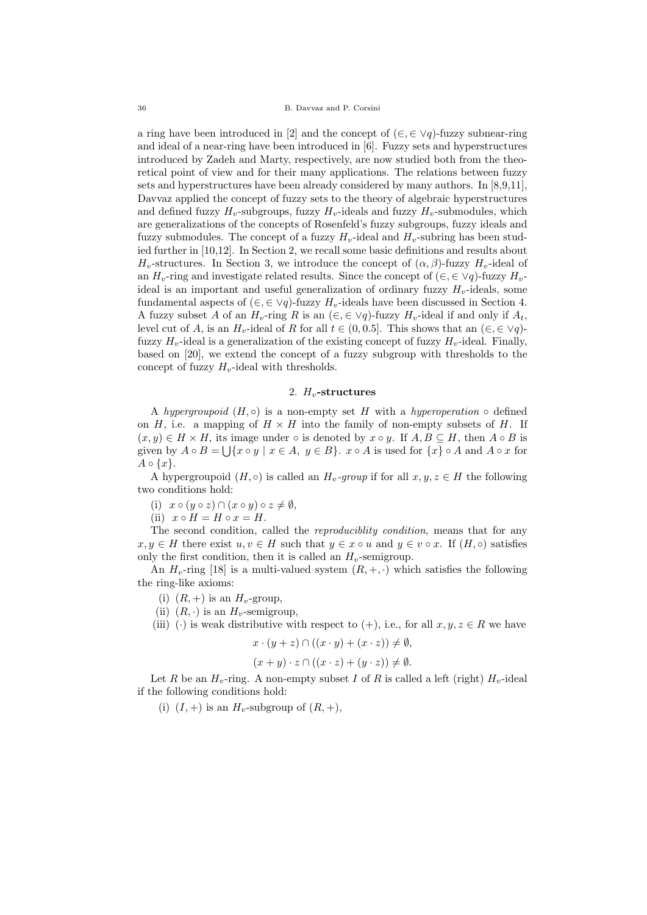a ring have been introduced in [2] and the concept of $(\in, \in \vee q)$-fuzzy subnear-ring and ideal of a near-ring have been introduced in [6]. Fuzzy sets and hyperstructures introduced by Zadeh and Marty, respectively, are now studied both from the theoretical point of view and for their many applications. The relations between fuzzy sets and hyperstructures have been already considered by many authors. In [8,9,11], Davvaz applied the concept of fuzzy sets to the theory of algebraic hyperstructures and defined fuzzy $H_v$-subgroups, fuzzy $H_v$-ideals and fuzzy $H_v$-submodules, which are generalizations of the concepts of Rosenfeld's fuzzy subgroups, fuzzy ideals and fuzzy submodules. The concept of a fuzzy $H_v$-ideal and $H_v$-subring has been studied further in [10,12]. In Section 2, we recall some basic definitions and results about $H_v$-structures. In Section 3, we introduce the concept of $(\alpha, \beta)$-fuzzy $H_v$-ideal of an $H_v$-ring and investigate related results. Since the concept of $(\in, \in \vee q)$-fuzzy $H_v$-ideal is an important and useful generalization of ordinary fuzzy $H_v$-ideals, some fundamental aspects of $(\in, \in \vee q)$-fuzzy $H_v$-ideals have been discussed in Section 4. A fuzzy subset $A$ of an $H_v$-ring $R$ is an $(\in, \in \vee q)$-fuzzy $H_v$-ideal if and only if $A_t$, level cut of $A$, is an $H_v$-ideal of $R$ for all $t \in (0, 0.5]$. This shows that an $(\in, \in \vee q)$-fuzzy $H_v$-ideal is a generalization of the existing concept of fuzzy $H_v$-ideal. Finally, based on [20], we extend the concept of a fuzzy subgroup with thresholds to the concept of fuzzy $H_v$-ideal with thresholds.

## 2. $H_v$-structures

A *hypergroupoid* $(H, \circ)$ is a non-empty set $H$ with a *hyperoperation* $\circ$ defined on $H$, i.e. a mapping of $H \times H$ into the family of non-empty subsets of $H$. If $(x, y) \in H \times H$, its image under $\circ$ is denoted by $x \circ y$. If $A, B \subseteq H$, then $A \circ B$ is given by $A \circ B = \bigcup \{x \circ y \mid x \in A,\ y \in B\}$. $x \circ A$ is used for $\{x\} \circ A$ and $A \circ x$ for $A \circ \{x\}$.

A hypergroupoid $(H, \circ)$ is called an *$H_v$-group* if for all $x, y, z \in H$ the following two conditions hold:

(i) $x \circ (y \circ z) \cap (x \circ y) \circ z \neq \emptyset$,

(ii) $x \circ H = H \circ x = H$.

The second condition, called the *reproduciblity condition*, means that for any $x, y \in H$ there exist $u, v \in H$ such that $y \in x \circ u$ and $y \in v \circ x$. If $(H, \circ)$ satisfies only the first condition, then it is called an $H_v$-semigroup.

An $H_v$-ring [18] is a multi-valued system $(R, +, \cdot)$ which satisfies the following the ring-like axioms:

(i) $(R, +)$ is an $H_v$-group,

(ii) $(R, \cdot)$ is an $H_v$-semigroup,

(iii) $(\cdot)$ is weak distributive with respect to $(+)$, i.e., for all $x, y, z \in R$ we have

$$x \cdot (y + z) \cap ((x \cdot y) + (x \cdot z)) \neq \emptyset,$$

$$(x + y) \cdot z \cap ((x \cdot z) + (y \cdot z)) \neq \emptyset.$$

Let $R$ be an $H_v$-ring. A non-empty subset $I$ of $R$ is called a left (right) $H_v$-ideal if the following conditions hold:

(i) $(I, +)$ is an $H_v$-subgroup of $(R, +)$,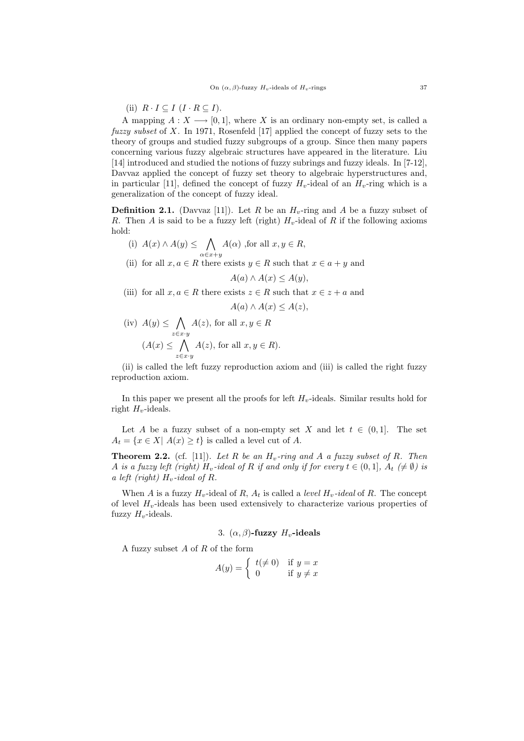(ii) $R \cdot I \subseteq I$ $(I \cdot R \subseteq I)$.

A mapping $A : X \longrightarrow [0,1]$, where $X$ is an ordinary non-empty set, is called a *fuzzy subset* of $X$. In 1971, Rosenfeld [17] applied the concept of fuzzy sets to the theory of groups and studied fuzzy subgroups of a group. Since then many papers concerning various fuzzy algebraic structures have appeared in the literature. Liu [14] introduced and studied the notions of fuzzy subrings and fuzzy ideals. In [7-12], Davvaz applied the concept of fuzzy set theory to algebraic hyperstructures and, in particular [11], defined the concept of fuzzy $H_v$-ideal of an $H_v$-ring which is a generalization of the concept of fuzzy ideal.

**Definition 2.1.** (Davvaz [11]). Let $R$ be an $H_v$-ring and $A$ be a fuzzy subset of $R$. Then $A$ is said to be a fuzzy left (right) $H_v$-ideal of $R$ if the following axioms hold:

(i) $A(x) \wedge A(y) \leq \bigwedge_{\alpha \in x+y} A(\alpha)$ ,for all $x, y \in R$,

(ii) for all $x, a \in R$ there exists $y \in R$ such that $x \in a + y$ and

$$A(a) \wedge A(x) \leq A(y),$$

(iii) for all $x, a \in R$ there exists $z \in R$ such that $x \in z + a$ and

$$A(a) \wedge A(x) \leq A(z),$$

(iv) $A(y) \leq \bigwedge_{z \in x \cdot y} A(z)$, for all $x, y \in R$

$(A(x) \leq \bigwedge_{z \in x \cdot y} A(z)$, for all $x, y \in R)$.

(ii) is called the left fuzzy reproduction axiom and (iii) is called the right fuzzy reproduction axiom.

In this paper we present all the proofs for left $H_v$-ideals. Similar results hold for right $H_v$-ideals.

Let $A$ be a fuzzy subset of a non-empty set $X$ and let $t \in (0,1]$. The set $A_t = \{x \in X | \ A(x) \geq t\}$ is called a level cut of $A$.

**Theorem 2.2.** (cf. [11]). *Let $R$ be an $H_v$-ring and $A$ a fuzzy subset of $R$. Then $A$ is a fuzzy left (right) $H_v$-ideal of $R$ if and only if for every $t \in (0,1]$, $A_t$ $(\neq \emptyset)$ is a left (right) $H_v$-ideal of $R$.*

When $A$ is a fuzzy $H_v$-ideal of $R$, $A_t$ is called a *level $H_v$-ideal* of $R$. The concept of level $H_v$-ideals has been used extensively to characterize various properties of fuzzy $H_v$-ideals.

## 3. $(\alpha, \beta)$-fuzzy $H_v$-ideals

A fuzzy subset $A$ of $R$ of the form

$$A(y) = \begin{cases} t(\neq 0) & \text{if } y = x \\ 0 & \text{if } y \neq x \end{cases}$$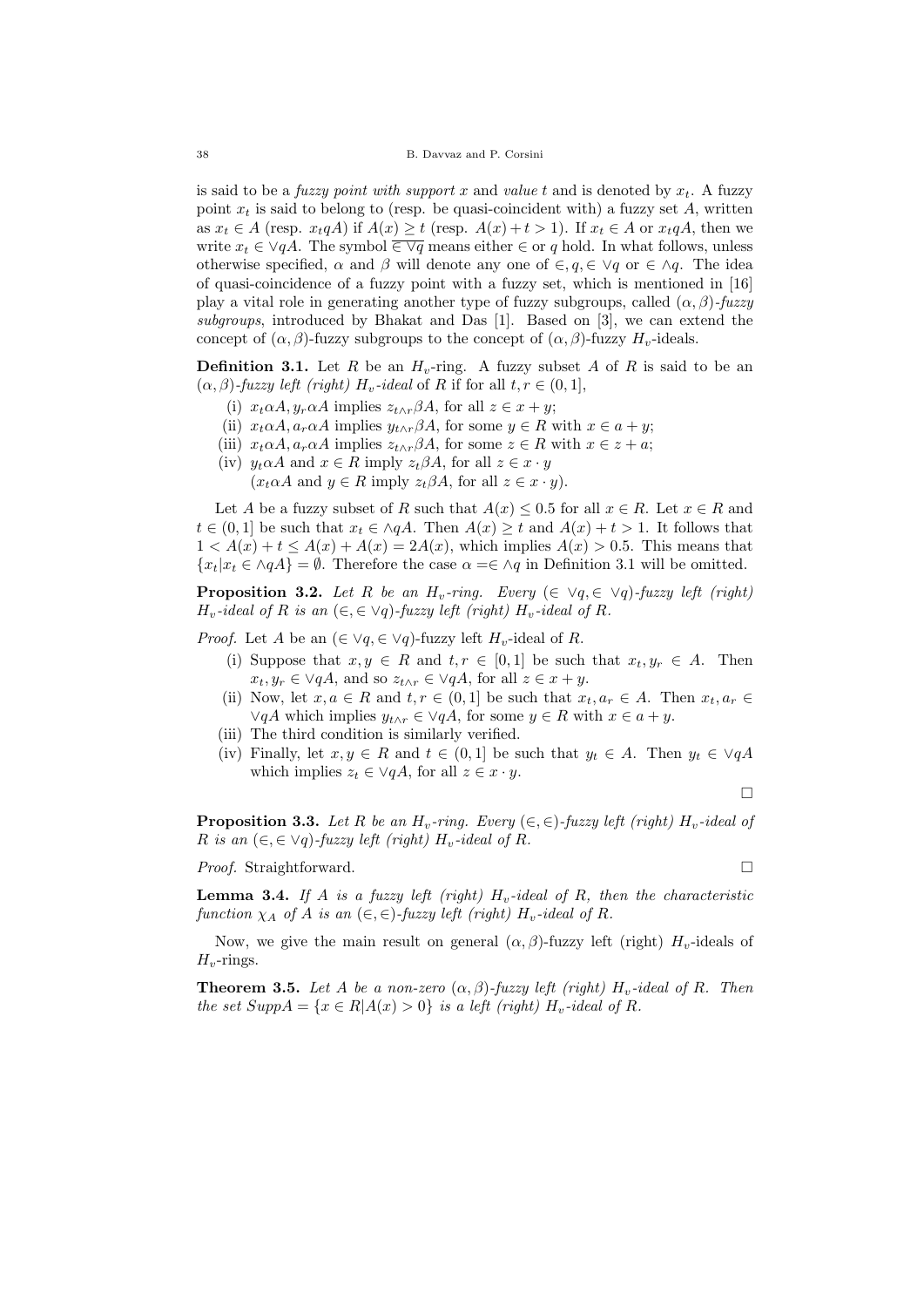is said to be a *fuzzy point with support* $x$ and *value* $t$ and is denoted by $x_t$. A fuzzy point $x_t$ is said to belong to (resp. be quasi-coincident with) a fuzzy set $A$, written as $x_t \in A$ (resp. $x_t qA$) if $A(x) \geq t$ (resp. $A(x) + t > 1$). If $x_t \in A$ or $x_t qA$, then we write $x_t \in \vee qA$. The symbol $\overline{\in \vee q}$ means either $\in$ or $q$ hold. In what follows, unless otherwise specified, $\alpha$ and $\beta$ will denote any one of $\in, q, \in \vee q$ or $\in \wedge q$. The idea of quasi-coincidence of a fuzzy point with a fuzzy set, which is mentioned in [16] play a vital role in generating another type of fuzzy subgroups, called $(\alpha, \beta)$-*fuzzy subgroups*, introduced by Bhakat and Das [1]. Based on [3], we can extend the concept of $(\alpha, \beta)$-fuzzy subgroups to the concept of $(\alpha, \beta)$-fuzzy $H_v$-ideals.

**Definition 3.1.** Let $R$ be an $H_v$-ring. A fuzzy subset $A$ of $R$ is said to be an $(\alpha, \beta)$-*fuzzy left (right)* $H_v$-*ideal* of $R$ if for all $t, r \in (0, 1]$,

- (i) $x_t \alpha A, y_r \alpha A$ implies $z_{t \wedge r} \beta A$, for all $z \in x + y$;
- (ii) $x_t \alpha A, a_r \alpha A$ implies $y_{t \wedge r} \beta A$, for some $y \in R$ with $x \in a + y$;
- (iii) $x_t \alpha A, a_r \alpha A$ implies $z_{t \wedge r} \beta A$, for some $z \in R$ with $x \in z + a$;
- (iv) $y_t \alpha A$ and $x \in R$ imply $z_t \beta A$, for all $z \in x \cdot y$
  ($x_t \alpha A$ and $y \in R$ imply $z_t \beta A$, for all $z \in x \cdot y$).

Let $A$ be a fuzzy subset of $R$ such that $A(x) \leq 0.5$ for all $x \in R$. Let $x \in R$ and $t \in (0, 1]$ be such that $x_t \in \wedge qA$. Then $A(x) \geq t$ and $A(x) + t > 1$. It follows that $1 < A(x) + t \leq A(x) + A(x) = 2A(x)$, which implies $A(x) > 0.5$. This means that $\{x_t | x_t \in \wedge qA\} = \emptyset$. Therefore the case $\alpha = \in \wedge q$ in Definition 3.1 will be omitted.

**Proposition 3.2.** *Let $R$ be an $H_v$-ring. Every $(\in \vee q, \in \vee q)$-fuzzy left (right) $H_v$-ideal of $R$ is an $(\in, \in \vee q)$-fuzzy left (right) $H_v$-ideal of $R$.*

*Proof.* Let $A$ be an $(\in \vee q, \in \vee q)$-fuzzy left $H_v$-ideal of $R$.

- (i) Suppose that $x, y \in R$ and $t, r \in [0, 1]$ be such that $x_t, y_r \in A$. Then $x_t, y_r \in \vee qA$, and so $z_{t \wedge r} \in \vee qA$, for all $z \in x + y$.
- (ii) Now, let $x, a \in R$ and $t, r \in (0, 1]$ be such that $x_t, a_r \in A$. Then $x_t, a_r \in \vee qA$ which implies $y_{t \wedge r} \in \vee qA$, for some $y \in R$ with $x \in a + y$.
- (iii) The third condition is similarly verified.
- (iv) Finally, let $x, y \in R$ and $t \in (0, 1]$ be such that $y_t \in A$. Then $y_t \in \vee qA$ which implies $z_t \in \vee qA$, for all $z \in x \cdot y$.

□

**Proposition 3.3.** *Let $R$ be an $H_v$-ring. Every $(\in, \in)$-fuzzy left (right) $H_v$-ideal of $R$ is an $(\in, \in \vee q)$-fuzzy left (right) $H_v$-ideal of $R$.*

*Proof.* Straightforward. □

**Lemma 3.4.** *If $A$ is a fuzzy left (right) $H_v$-ideal of $R$, then the characteristic function $\chi_A$ of $A$ is an $(\in, \in)$-fuzzy left (right) $H_v$-ideal of $R$.*

Now, we give the main result on general $(\alpha, \beta)$-fuzzy left (right) $H_v$-ideals of $H_v$-rings.

**Theorem 3.5.** *Let $A$ be a non-zero $(\alpha, \beta)$-fuzzy left (right) $H_v$-ideal of $R$. Then the set $SuppA = \{x \in R | A(x) > 0\}$ is a left (right) $H_v$-ideal of $R$.*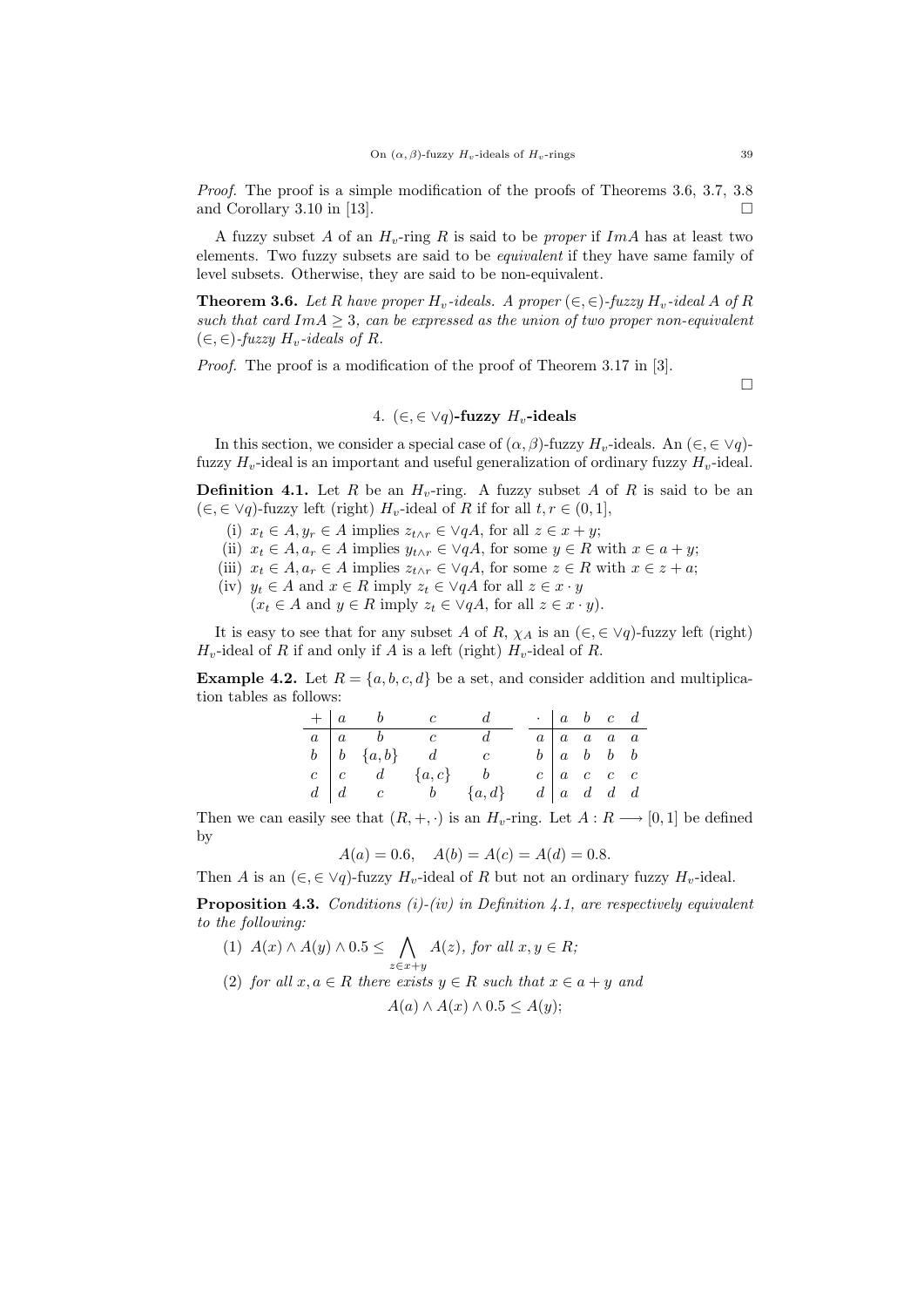*Proof.* The proof is a simple modification of the proofs of Theorems 3.6, 3.7, 3.8 and Corollary 3.10 in [13]. □

A fuzzy subset $A$ of an $H_v$-ring $R$ is said to be *proper* if $ImA$ has at least two elements. Two fuzzy subsets are said to be *equivalent* if they have same family of level subsets. Otherwise, they are said to be non-equivalent.

**Theorem 3.6.** *Let $R$ have proper $H_v$-ideals. A proper $(\in, \in)$-fuzzy $H_v$-ideal $A$ of $R$ such that card $ImA \geq 3$, can be expressed as the union of two proper non-equivalent $(\in, \in)$-fuzzy $H_v$-ideals of $R$.*

*Proof.* The proof is a modification of the proof of Theorem 3.17 in [3].

□

## 4. $(\in, \in \vee q)$-fuzzy $H_v$-ideals

In this section, we consider a special case of $(\alpha, \beta)$-fuzzy $H_v$-ideals. An $(\in, \in \vee q)$-fuzzy $H_v$-ideal is an important and useful generalization of ordinary fuzzy $H_v$-ideal.

**Definition 4.1.** Let $R$ be an $H_v$-ring. A fuzzy subset $A$ of $R$ is said to be an $(\in, \in \vee q)$-fuzzy left (right) $H_v$-ideal of $R$ if for all $t, r \in (0, 1]$,

(i) $x_t \in A, y_r \in A$ implies $z_{t \wedge r} \in \vee qA$, for all $z \in x + y$;
(ii) $x_t \in A, a_r \in A$ implies $y_{t \wedge r} \in \vee qA$, for some $y \in R$ with $x \in a + y$;
(iii) $x_t \in A, a_r \in A$ implies $z_{t \wedge r} \in \vee qA$, for some $z \in R$ with $x \in z + a$;
(iv) $y_t \in A$ and $x \in R$ imply $z_t \in \vee qA$ for all $z \in x \cdot y$
($x_t \in A$ and $y \in R$ imply $z_t \in \vee qA$, for all $z \in x \cdot y$).

It is easy to see that for any subset $A$ of $R$, $\chi_A$ is an $(\in, \in \vee q)$-fuzzy left (right) $H_v$-ideal of $R$ if and only if $A$ is a left (right) $H_v$-ideal of $R$.

**Example 4.2.** Let $R = \{a, b, c, d\}$ be a set, and consider addition and multiplication tables as follows:

| $+$ | $a$ | $b$ | $c$ | $d$ |
|---|---|---|---|---|
| $a$ | $a$ | $b$ | $c$ | $d$ |
| $b$ | $b$ | $\{a,b\}$ | $d$ | $c$ |
| $c$ | $c$ | $d$ | $\{a,c\}$ | $b$ |
| $d$ | $d$ | $c$ | $b$ | $\{a,d\}$ |

| $\cdot$ | $a$ | $b$ | $c$ | $d$ |
|---|---|---|---|---|
| $a$ | $a$ | $a$ | $a$ | $a$ |
| $b$ | $a$ | $b$ | $b$ | $b$ |
| $c$ | $a$ | $c$ | $c$ | $c$ |
| $d$ | $a$ | $d$ | $d$ | $d$ |

Then we can easily see that $(R, +, \cdot)$ is an $H_v$-ring. Let $A : R \longrightarrow [0, 1]$ be defined by

$$A(a) = 0.6, \quad A(b) = A(c) = A(d) = 0.8.$$

Then $A$ is an $(\in, \in \vee q)$-fuzzy $H_v$-ideal of $R$ but not an ordinary fuzzy $H_v$-ideal.

**Proposition 4.3.** *Conditions (i)-(iv) in Definition 4.1, are respectively equivalent to the following:*

(1) $A(x) \wedge A(y) \wedge 0.5 \leq \bigwedge_{z \in x+y} A(z)$, *for all $x, y \in R$;*
(2) *for all $x, a \in R$ there exists $y \in R$ such that $x \in a + y$ and*
$$A(a) \wedge A(x) \wedge 0.5 \leq A(y);$$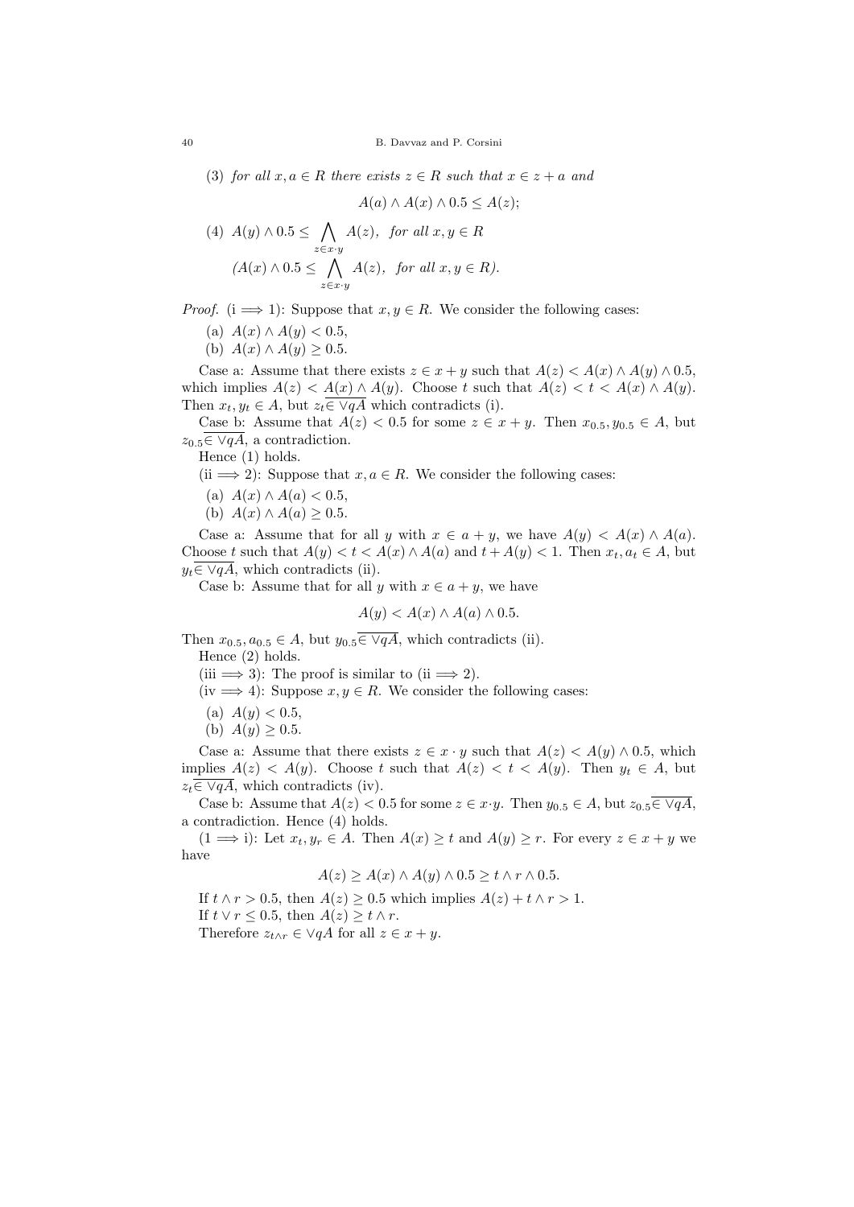(3) *for all $x, a \in R$ there exists $z \in R$ such that $x \in z + a$ and*

$$A(a) \wedge A(x) \wedge 0.5 \leq A(z);$$

(4) $A(y) \wedge 0.5 \leq \bigwedge\limits_{z \in x \cdot y} A(z)$, *for all $x, y \in R$*

$\quad$ *($A(x) \wedge 0.5 \leq \bigwedge\limits_{z \in x \cdot y} A(z)$, for all $x, y \in R$).*

*Proof.* (i $\Longrightarrow$ 1): Suppose that $x, y \in R$. We consider the following cases:

(a) $A(x) \wedge A(y) < 0.5$,

(b) $A(x) \wedge A(y) \geq 0.5$.

Case a: Assume that there exists $z \in x + y$ such that $A(z) < A(x) \wedge A(y) \wedge 0.5$, which implies $A(z) < A(x) \wedge A(y)$. Choose $t$ such that $A(z) < t < A(x) \wedge A(y)$. Then $x_t, y_t \in A$, but $z_t \overline{\in \vee q A}$ which contradicts (i).

Case b: Assume that $A(z) < 0.5$ for some $z \in x + y$. Then $x_{0.5}, y_{0.5} \in A$, but $z_{0.5} \overline{\in \vee q A}$, a contradiction.

Hence (1) holds.

(ii $\Longrightarrow$ 2): Suppose that $x, a \in R$. We consider the following cases:

(a) $A(x) \wedge A(a) < 0.5$,

(b) $A(x) \wedge A(a) \geq 0.5$.

Case a: Assume that for all $y$ with $x \in a + y$, we have $A(y) < A(x) \wedge A(a)$. Choose $t$ such that $A(y) < t < A(x) \wedge A(a)$ and $t + A(y) < 1$. Then $x_t, a_t \in A$, but $y_t \overline{\in \vee q A}$, which contradicts (ii).

Case b: Assume that for all $y$ with $x \in a + y$, we have

$$A(y) < A(x) \wedge A(a) \wedge 0.5.$$

Then $x_{0.5}, a_{0.5} \in A$, but $y_{0.5} \overline{\in \vee q A}$, which contradicts (ii).

Hence (2) holds.

(iii $\Longrightarrow$ 3): The proof is similar to (ii $\Longrightarrow$ 2).

(iv $\Longrightarrow$ 4): Suppose $x, y \in R$. We consider the following cases:

(a) $A(y) < 0.5$,

(b) $A(y) \geq 0.5$.

Case a: Assume that there exists $z \in x \cdot y$ such that $A(z) < A(y) \wedge 0.5$, which implies $A(z) < A(y)$. Choose $t$ such that $A(z) < t < A(y)$. Then $y_t \in A$, but $z_t \overline{\in \vee q A}$, which contradicts (iv).

Case b: Assume that $A(z) < 0.5$ for some $z \in x \cdot y$. Then $y_{0.5} \in A$, but $z_{0.5} \overline{\in \vee q A}$, a contradiction. Hence (4) holds.

(1 $\Longrightarrow$ i): Let $x_t, y_r \in A$. Then $A(x) \geq t$ and $A(y) \geq r$. For every $z \in x + y$ we have

$$A(z) \geq A(x) \wedge A(y) \wedge 0.5 \geq t \wedge r \wedge 0.5.$$

If $t \wedge r > 0.5$, then $A(z) \geq 0.5$ which implies $A(z) + t \wedge r > 1$.

If $t \vee r \leq 0.5$, then $A(z) \geq t \wedge r$.

Therefore $z_{t \wedge r} \in \vee q A$ for all $z \in x + y$.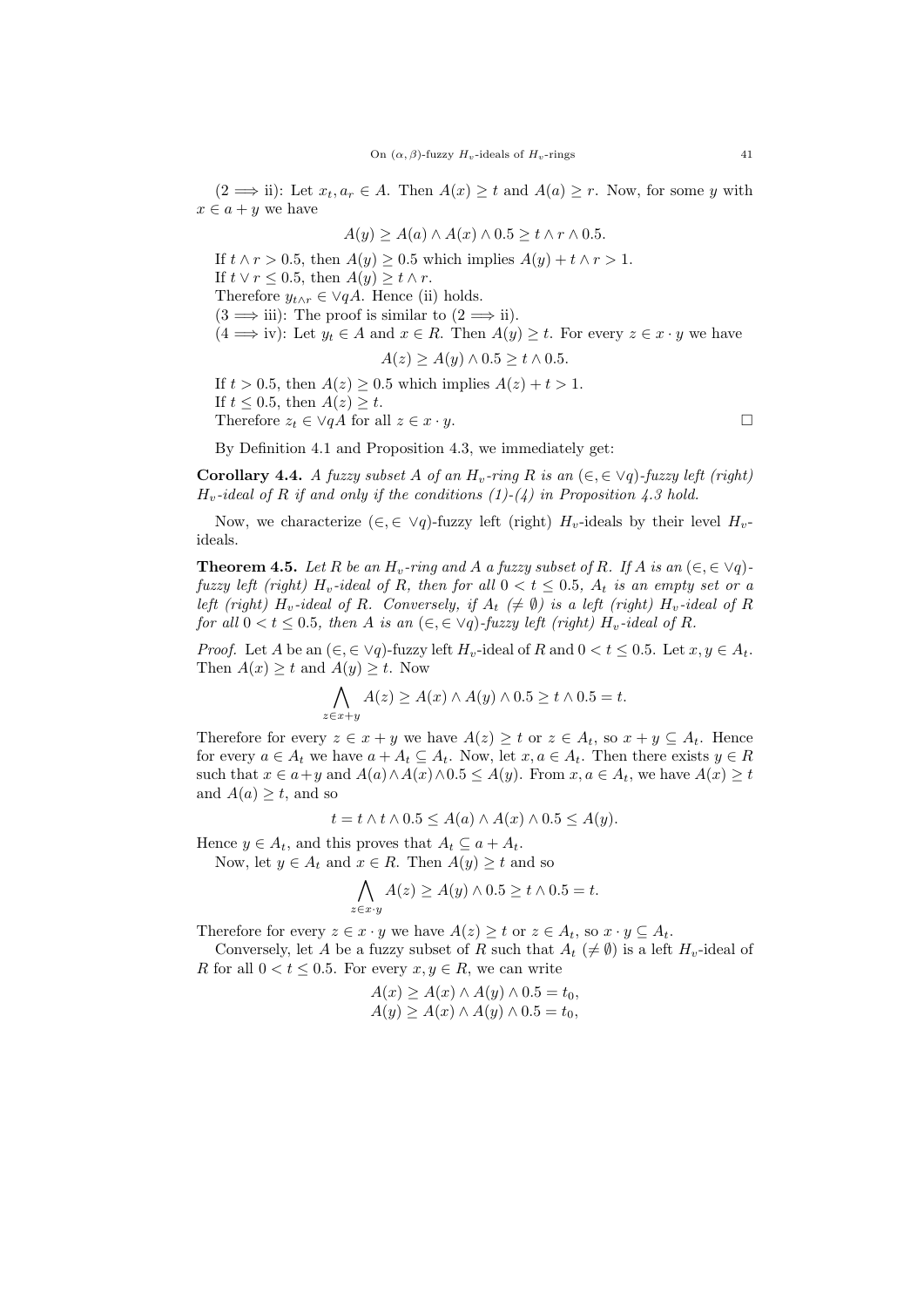$(2 \Longrightarrow$ ii): Let $x_t, a_r \in A$. Then $A(x) \geq t$ and $A(a) \geq r$. Now, for some $y$ with $x \in a + y$ we have

$$A(y) \geq A(a) \wedge A(x) \wedge 0.5 \geq t \wedge r \wedge 0.5.$$

If $t \wedge r > 0.5$, then $A(y) \geq 0.5$ which implies $A(y) + t \wedge r > 1$.

If $t \vee r \leq 0.5$, then $A(y) \geq t \wedge r$.

Therefore $y_{t \wedge r} \in \vee q A$. Hence (ii) holds.

$(3 \Longrightarrow$ iii): The proof is similar to $(2 \Longrightarrow$ ii).

$(4 \Longrightarrow$ iv): Let $y_t \in A$ and $x \in R$. Then $A(y) \geq t$. For every $z \in x \cdot y$ we have

$$A(z) \geq A(y) \wedge 0.5 \geq t \wedge 0.5.$$

If $t > 0.5$, then $A(z) \geq 0.5$ which implies $A(z) + t > 1$.

If $t \leq 0.5$, then $A(z) \geq t$.

Therefore $z_t \in \vee q A$ for all $z \in x \cdot y$. □

By Definition 4.1 and Proposition 4.3, we immediately get:

**Corollary 4.4.** *A fuzzy subset $A$ of an $H_v$-ring $R$ is an $(\in, \in \vee q)$-fuzzy left (right) $H_v$-ideal of $R$ if and only if the conditions (1)-(4) in Proposition 4.3 hold.*

Now, we characterize $(\in, \in \vee q)$-fuzzy left (right) $H_v$-ideals by their level $H_v$-ideals.

**Theorem 4.5.** *Let $R$ be an $H_v$-ring and $A$ a fuzzy subset of $R$. If $A$ is an $(\in, \in \vee q)$-fuzzy left (right) $H_v$-ideal of $R$, then for all $0 < t \leq 0.5$, $A_t$ is an empty set or a left (right) $H_v$-ideal of $R$. Conversely, if $A_t$ $(\neq \emptyset)$ is a left (right) $H_v$-ideal of $R$ for all $0 < t \leq 0.5$, then $A$ is an $(\in, \in \vee q)$-fuzzy left (right) $H_v$-ideal of $R$.*

*Proof.* Let $A$ be an $(\in, \in \vee q)$-fuzzy left $H_v$-ideal of $R$ and $0 < t \leq 0.5$. Let $x, y \in A_t$. Then $A(x) \geq t$ and $A(y) \geq t$. Now

$$\bigwedge_{z \in x+y} A(z) \geq A(x) \wedge A(y) \wedge 0.5 \geq t \wedge 0.5 = t.$$

Therefore for every $z \in x + y$ we have $A(z) \geq t$ or $z \in A_t$, so $x + y \subseteq A_t$. Hence for every $a \in A_t$ we have $a + A_t \subseteq A_t$. Now, let $x, a \in A_t$. Then there exists $y \in R$ such that $x \in a + y$ and $A(a) \wedge A(x) \wedge 0.5 \leq A(y)$. From $x, a \in A_t$, we have $A(x) \geq t$ and $A(a) \geq t$, and so

$$t = t \wedge t \wedge 0.5 \leq A(a) \wedge A(x) \wedge 0.5 \leq A(y).$$

Hence $y \in A_t$, and this proves that $A_t \subseteq a + A_t$.

Now, let $y \in A_t$ and $x \in R$. Then $A(y) \geq t$ and so

$$\bigwedge_{z \in x \cdot y} A(z) \geq A(y) \wedge 0.5 \geq t \wedge 0.5 = t.$$

Therefore for every $z \in x \cdot y$ we have $A(z) \geq t$ or $z \in A_t$, so $x \cdot y \subseteq A_t$.

Conversely, let $A$ be a fuzzy subset of $R$ such that $A_t$ $(\neq \emptyset)$ is a left $H_v$-ideal of $R$ for all $0 < t \leq 0.5$. For every $x, y \in R$, we can write

$$A(x) \geq A(x) \wedge A(y) \wedge 0.5 = t_0,$$
$$A(y) \geq A(x) \wedge A(y) \wedge 0.5 = t_0,$$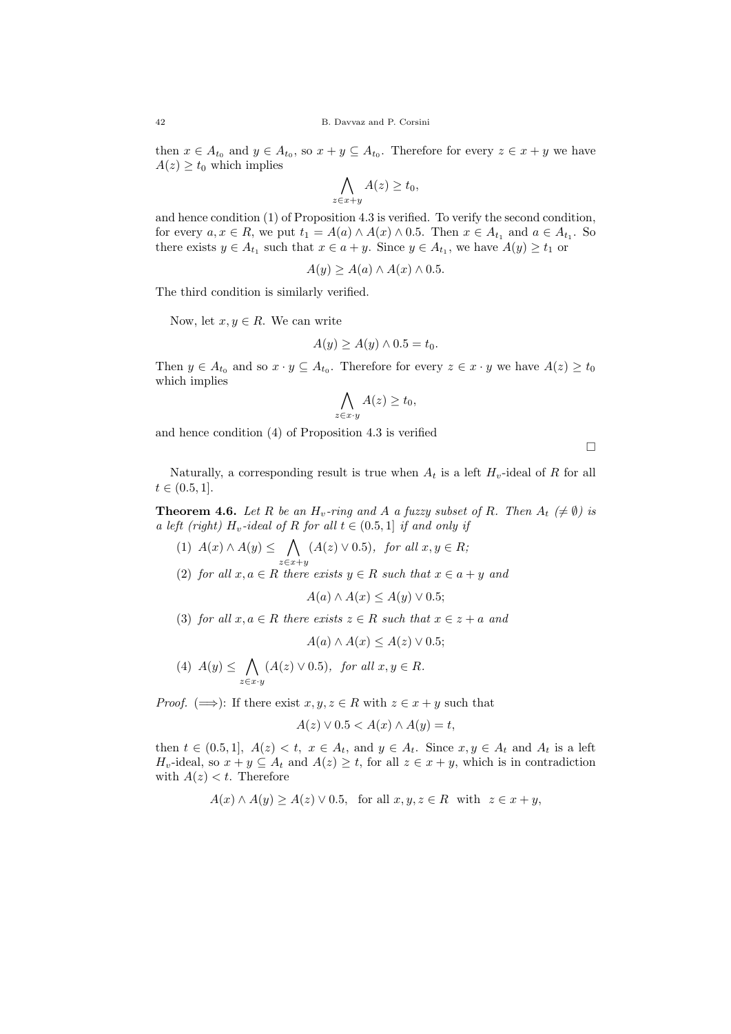then $x \in A_{t_0}$ and $y \in A_{t_0}$, so $x + y \subseteq A_{t_0}$. Therefore for every $z \in x + y$ we have $A(z) \geq t_0$ which implies

$$\bigwedge_{z \in x+y} A(z) \geq t_0,$$

and hence condition (1) of Proposition 4.3 is verified. To verify the second condition, for every $a, x \in R$, we put $t_1 = A(a) \wedge A(x) \wedge 0.5$. Then $x \in A_{t_1}$ and $a \in A_{t_1}$. So there exists $y \in A_{t_1}$ such that $x \in a + y$. Since $y \in A_{t_1}$, we have $A(y) \geq t_1$ or

$$A(y) \geq A(a) \wedge A(x) \wedge 0.5.$$

The third condition is similarly verified.

Now, let $x, y \in R$. We can write

$$A(y) \geq A(y) \wedge 0.5 = t_0.$$

Then $y \in A_{t_0}$ and so $x \cdot y \subseteq A_{t_0}$. Therefore for every $z \in x \cdot y$ we have $A(z) \geq t_0$ which implies

$$\bigwedge_{z \in x \cdot y} A(z) \geq t_0,$$

and hence condition (4) of Proposition 4.3 is verified

□

Naturally, a corresponding result is true when $A_t$ is a left $H_v$-ideal of $R$ for all $t \in (0.5, 1]$.

**Theorem 4.6.** *Let $R$ be an $H_v$-ring and $A$ a fuzzy subset of $R$. Then $A_t$ ($\neq \emptyset$) is a left (right) $H_v$-ideal of $R$ for all $t \in (0.5, 1]$ if and only if*

(1) $A(x) \wedge A(y) \leq \bigwedge_{z \in x+y} (A(z) \vee 0.5)$, *for all $x, y \in R$;*

(2) *for all $x, a \in R$ there exists $y \in R$ such that $x \in a + y$ and*

$$A(a) \wedge A(x) \leq A(y) \vee 0.5;$$

(3) *for all $x, a \in R$ there exists $z \in R$ such that $x \in z + a$ and*

$$A(a) \wedge A(x) \leq A(z) \vee 0.5;$$

(4) $A(y) \leq \bigwedge_{z \in x \cdot y} (A(z) \vee 0.5)$, *for all $x, y \in R$.*

*Proof.* ($\Longrightarrow$): If there exist $x, y, z \in R$ with $z \in x + y$ such that

$$A(z) \vee 0.5 < A(x) \wedge A(y) = t,$$

then $t \in (0.5, 1]$, $A(z) < t$, $x \in A_t$, and $y \in A_t$. Since $x, y \in A_t$ and $A_t$ is a left $H_v$-ideal, so $x + y \subseteq A_t$ and $A(z) \geq t$, for all $z \in x + y$, which is in contradiction with $A(z) < t$. Therefore

$$A(x) \wedge A(y) \geq A(z) \vee 0.5, \quad \text{for all } x, y, z \in R \text{ with } z \in x + y,$$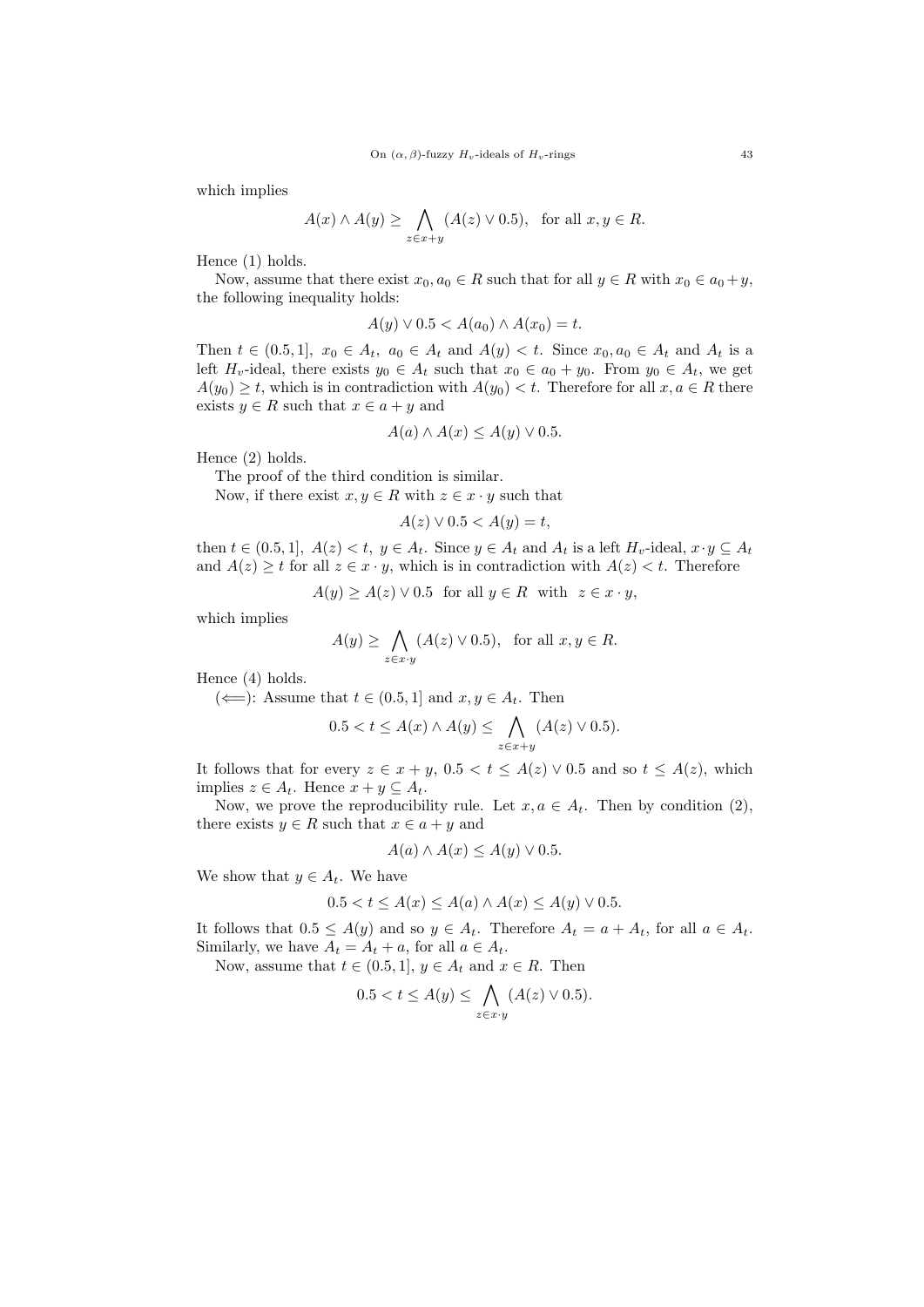which implies

$$A(x) \wedge A(y) \geq \bigwedge_{z \in x+y} (A(z) \vee 0.5), \quad \text{for all } x, y \in R.$$

Hence (1) holds.

Now, assume that there exist $x_0, a_0 \in R$ such that for all $y \in R$ with $x_0 \in a_0 + y$, the following inequality holds:

$$A(y) \vee 0.5 < A(a_0) \wedge A(x_0) = t.$$

Then $t \in (0.5, 1]$, $x_0 \in A_t$, $a_0 \in A_t$ and $A(y) < t$. Since $x_0, a_0 \in A_t$ and $A_t$ is a left $H_v$-ideal, there exists $y_0 \in A_t$ such that $x_0 \in a_0 + y_0$. From $y_0 \in A_t$, we get $A(y_0) \geq t$, which is in contradiction with $A(y_0) < t$. Therefore for all $x, a \in R$ there exists $y \in R$ such that $x \in a + y$ and

$$A(a) \wedge A(x) \leq A(y) \vee 0.5.$$

Hence (2) holds.

The proof of the third condition is similar.

Now, if there exist $x, y \in R$ with $z \in x \cdot y$ such that

$$A(z) \vee 0.5 < A(y) = t,$$

then $t \in (0.5, 1]$, $A(z) < t$, $y \in A_t$. Since $y \in A_t$ and $A_t$ is a left $H_v$-ideal, $x \cdot y \subseteq A_t$ and $A(z) \geq t$ for all $z \in x \cdot y$, which is in contradiction with $A(z) < t$. Therefore

$$A(y) \geq A(z) \vee 0.5 \ \text{ for all } y \in R \ \text{ with } \ z \in x \cdot y,$$

which implies

$$A(y) \geq \bigwedge_{z \in x \cdot y} (A(z) \vee 0.5), \quad \text{for all } x, y \in R.$$

Hence (4) holds.

($\Longleftarrow$): Assume that $t \in (0.5, 1]$ and $x, y \in A_t$. Then

$$0.5 < t \leq A(x) \wedge A(y) \leq \bigwedge_{z \in x+y} (A(z) \vee 0.5).$$

It follows that for every $z \in x + y$, $0.5 < t \leq A(z) \vee 0.5$ and so $t \leq A(z)$, which implies $z \in A_t$. Hence $x + y \subseteq A_t$.

Now, we prove the reproducibility rule. Let $x, a \in A_t$. Then by condition (2), there exists $y \in R$ such that $x \in a + y$ and

$$A(a) \wedge A(x) \leq A(y) \vee 0.5.$$

We show that $y \in A_t$. We have

$$0.5 < t \leq A(x) \leq A(a) \wedge A(x) \leq A(y) \vee 0.5.$$

It follows that $0.5 \leq A(y)$ and so $y \in A_t$. Therefore $A_t = a + A_t$, for all $a \in A_t$. Similarly, we have $A_t = A_t + a$, for all $a \in A_t$.

Now, assume that $t \in (0.5, 1]$, $y \in A_t$ and $x \in R$. Then

$$0.5 < t \leq A(y) \leq \bigwedge_{z \in x \cdot y} (A(z) \vee 0.5).$$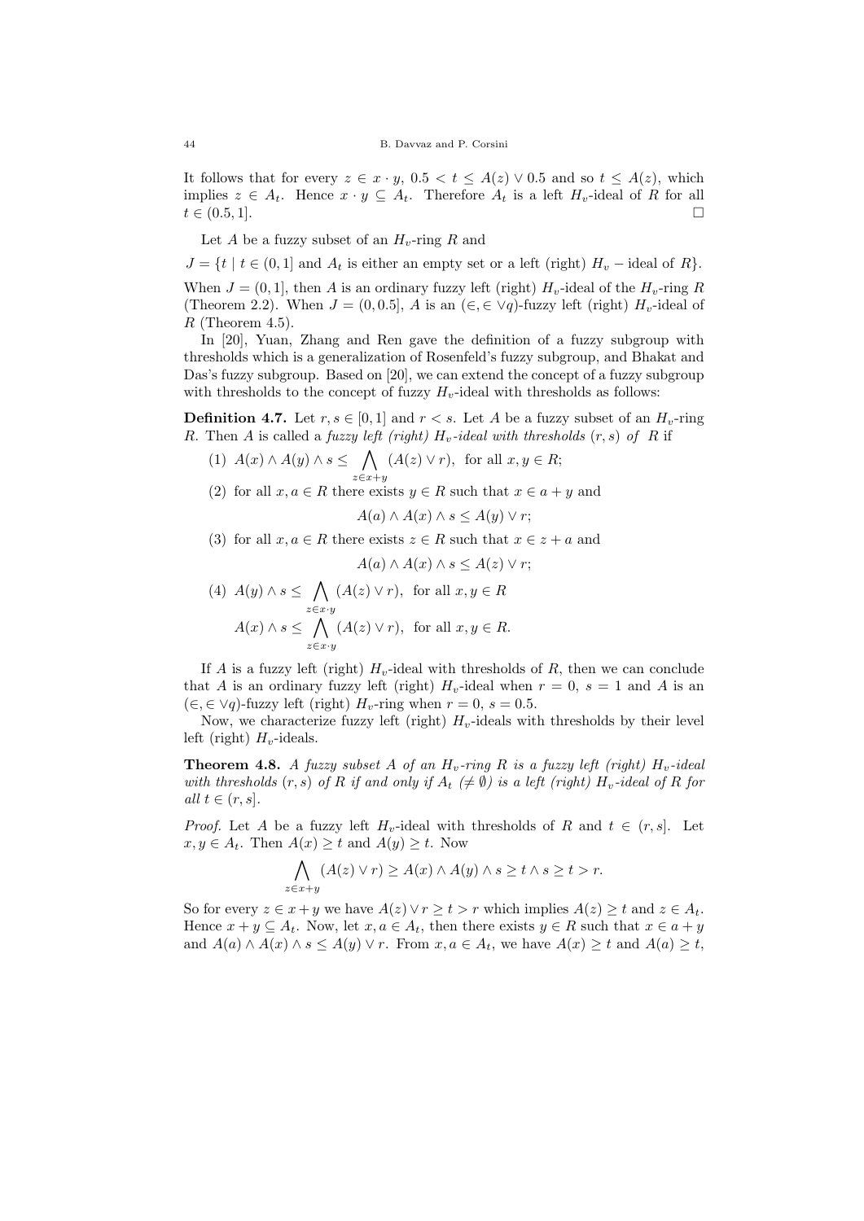It follows that for every $z \in x \cdot y$, $0.5 < t \leq A(z) \vee 0.5$ and so $t \leq A(z)$, which implies $z \in A_t$. Hence $x \cdot y \subseteq A_t$. Therefore $A_t$ is a left $H_v$-ideal of $R$ for all $t \in (0.5, 1]$. □

Let $A$ be a fuzzy subset of an $H_v$-ring $R$ and

$J = \{t \mid t \in (0, 1]$ and $A_t$ is either an empty set or a left (right) $H_v$ − ideal of $R\}$.

When $J = (0, 1]$, then $A$ is an ordinary fuzzy left (right) $H_v$-ideal of the $H_v$-ring $R$ (Theorem 2.2). When $J = (0, 0.5]$, $A$ is an $(\in, \in \vee q)$-fuzzy left (right) $H_v$-ideal of $R$ (Theorem 4.5).

In [20], Yuan, Zhang and Ren gave the definition of a fuzzy subgroup with thresholds which is a generalization of Rosenfeld's fuzzy subgroup, and Bhakat and Das's fuzzy subgroup. Based on [20], we can extend the concept of a fuzzy subgroup with thresholds to the concept of fuzzy $H_v$-ideal with thresholds as follows:

**Definition 4.7.** Let $r, s \in [0, 1]$ and $r < s$. Let $A$ be a fuzzy subset of an $H_v$-ring $R$. Then $A$ is called a *fuzzy left (right) $H_v$-ideal with thresholds $(r, s)$ of $R$* if

(1) $A(x) \wedge A(y) \wedge s \leq \bigwedge_{z \in x+y} (A(z) \vee r)$, for all $x, y \in R$;

(2) for all $x, a \in R$ there exists $y \in R$ such that $x \in a + y$ and
$$A(a) \wedge A(x) \wedge s \leq A(y) \vee r;$$

(3) for all $x, a \in R$ there exists $z \in R$ such that $x \in z + a$ and
$$A(a) \wedge A(x) \wedge s \leq A(z) \vee r;$$

(4) $A(y) \wedge s \leq \bigwedge_{z \in x \cdot y} (A(z) \vee r)$, for all $x, y \in R$
$$A(x) \wedge s \leq \bigwedge_{z \in x \cdot y} (A(z) \vee r), \text{ for all } x, y \in R.$$

If $A$ is a fuzzy left (right) $H_v$-ideal with thresholds of $R$, then we can conclude that $A$ is an ordinary fuzzy left (right) $H_v$-ideal when $r = 0$, $s = 1$ and $A$ is an $(\in, \in \vee q)$-fuzzy left (right) $H_v$-ring when $r = 0$, $s = 0.5$.

Now, we characterize fuzzy left (right) $H_v$-ideals with thresholds by their level left (right) $H_v$-ideals.

**Theorem 4.8.** *A fuzzy subset $A$ of an $H_v$-ring $R$ is a fuzzy left (right) $H_v$-ideal with thresholds $(r, s)$ of $R$ if and only if $A_t$ $(\neq \emptyset)$ is a left (right) $H_v$-ideal of $R$ for all $t \in (r, s]$.*

*Proof.* Let $A$ be a fuzzy left $H_v$-ideal with thresholds of $R$ and $t \in (r, s]$. Let $x, y \in A_t$. Then $A(x) \geq t$ and $A(y) \geq t$. Now
$$\bigwedge_{z \in x+y} (A(z) \vee r) \geq A(x) \wedge A(y) \wedge s \geq t \wedge s \geq t > r.$$

So for every $z \in x + y$ we have $A(z) \vee r \geq t > r$ which implies $A(z) \geq t$ and $z \in A_t$. Hence $x + y \subseteq A_t$. Now, let $x, a \in A_t$, then there exists $y \in R$ such that $x \in a + y$ and $A(a) \wedge A(x) \wedge s \leq A(y) \vee r$. From $x, a \in A_t$, we have $A(x) \geq t$ and $A(a) \geq t$,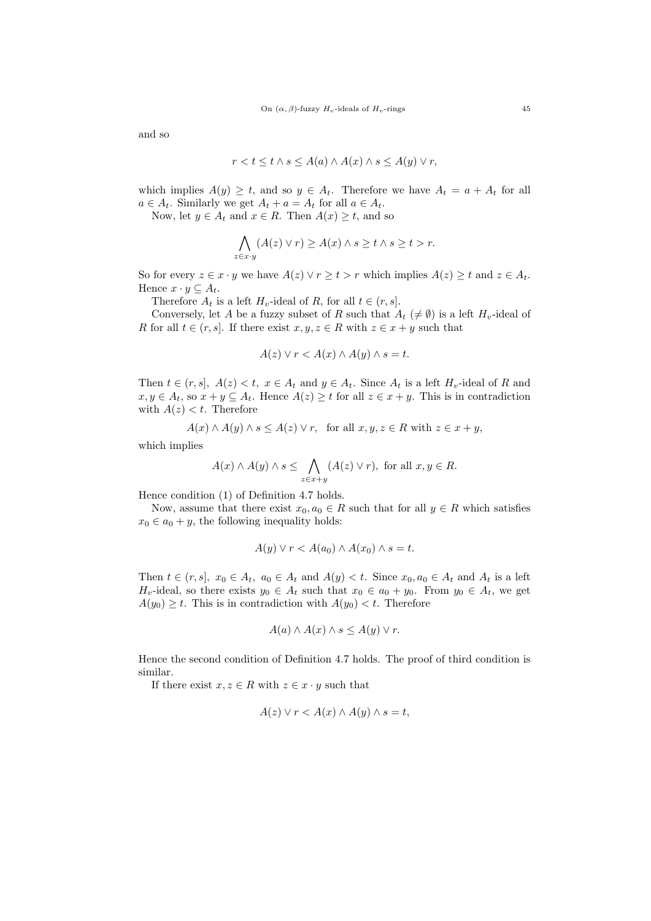and so

$$r < t \leq t \wedge s \leq A(a) \wedge A(x) \wedge s \leq A(y) \vee r,$$

which implies $A(y) \geq t$, and so $y \in A_t$. Therefore we have $A_t = a + A_t$ for all $a \in A_t$. Similarly we get $A_t + a = A_t$ for all $a \in A_t$.

Now, let $y \in A_t$ and $x \in R$. Then $A(x) \geq t$, and so

$$\bigwedge_{z \in x \cdot y} (A(z) \vee r) \geq A(x) \wedge s \geq t \wedge s \geq t > r.$$

So for every $z \in x \cdot y$ we have $A(z) \vee r \geq t > r$ which implies $A(z) \geq t$ and $z \in A_t$. Hence $x \cdot y \subseteq A_t$.

Therefore $A_t$ is a left $H_v$-ideal of $R$, for all $t \in (r, s]$.

Conversely, let $A$ be a fuzzy subset of $R$ such that $A_t$ ($\neq \emptyset$) is a left $H_v$-ideal of $R$ for all $t \in (r, s]$. If there exist $x, y, z \in R$ with $z \in x + y$ such that

$$A(z) \vee r < A(x) \wedge A(y) \wedge s = t.$$

Then $t \in (r, s],\ A(z) < t,\ x \in A_t$ and $y \in A_t$. Since $A_t$ is a left $H_v$-ideal of $R$ and $x, y \in A_t$, so $x + y \subseteq A_t$. Hence $A(z) \geq t$ for all $z \in x + y$. This is in contradiction with $A(z) < t$. Therefore

$$A(x) \wedge A(y) \wedge s \leq A(z) \vee r, \quad \text{for all } x, y, z \in R \text{ with } z \in x + y,$$

which implies

$$A(x) \wedge A(y) \wedge s \leq \bigwedge_{z \in x + y} (A(z) \vee r), \text{ for all } x, y \in R.$$

Hence condition (1) of Definition 4.7 holds.

Now, assume that there exist $x_0, a_0 \in R$ such that for all $y \in R$ which satisfies $x_0 \in a_0 + y$, the following inequality holds:

$$A(y) \vee r < A(a_0) \wedge A(x_0) \wedge s = t.$$

Then $t \in (r, s],\ x_0 \in A_t,\ a_0 \in A_t$ and $A(y) < t$. Since $x_0, a_0 \in A_t$ and $A_t$ is a left $H_v$-ideal, so there exists $y_0 \in A_t$ such that $x_0 \in a_0 + y_0$. From $y_0 \in A_t$, we get $A(y_0) \geq t$. This is in contradiction with $A(y_0) < t$. Therefore

$$A(a) \wedge A(x) \wedge s \leq A(y) \vee r.$$

Hence the second condition of Definition 4.7 holds. The proof of third condition is similar.

If there exist $x, z \in R$ with $z \in x \cdot y$ such that

$$A(z) \vee r < A(x) \wedge A(y) \wedge s = t,$$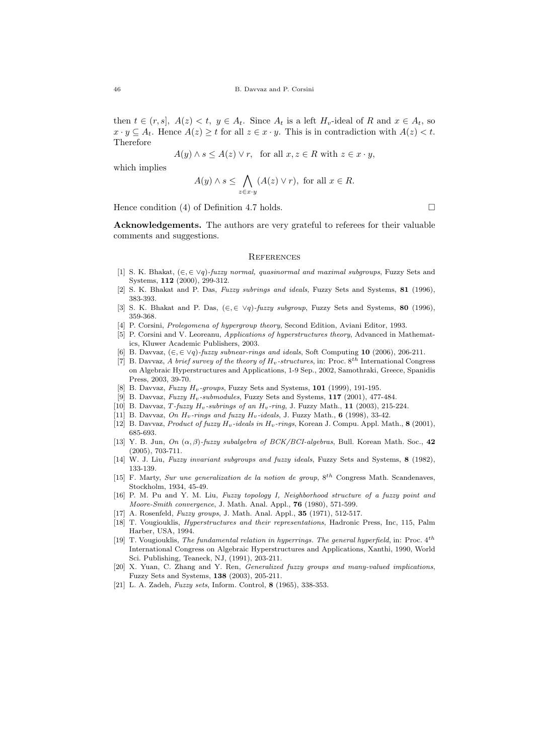then $t \in (r, s]$, $A(z) < t$, $y \in A_t$. Since $A_t$ is a left $H_v$-ideal of $R$ and $x \in A_t$, so $x \cdot y \subseteq A_t$. Hence $A(z) \geq t$ for all $z \in x \cdot y$. This is in contradiction with $A(z) < t$. Therefore

$$A(y) \wedge s \leq A(z) \vee r, \quad \text{for all } x, z \in R \text{ with } z \in x \cdot y,$$

which implies

$$A(y) \wedge s \leq \bigwedge_{z \in x \cdot y} (A(z) \vee r), \text{ for all } x \in R.$$

Hence condition (4) of Definition 4.7 holds. □

**Acknowledgements.** The authors are very grateful to referees for their valuable comments and suggestions.

## References

[1] S. K. Bhakat, $(\in, \in \vee q)$*-fuzzy normal, quasinormal and maximal subgroups*, Fuzzy Sets and Systems, **112** (2000), 299-312.

[2] S. K. Bhakat and P. Das, *Fuzzy subrings and ideals*, Fuzzy Sets and Systems, **81** (1996), 383-393.

[3] S. K. Bhakat and P. Das, $(\in, \in \vee q)$*-fuzzy subgroup*, Fuzzy Sets and Systems, **80** (1996), 359-368.

[4] P. Corsini, *Prolegomena of hypergroup theory*, Second Edition, Aviani Editor, 1993.

[5] P. Corsini and V. Leoreanu, *Applications of hyperstructures theory*, Advanced in Mathematics, Kluwer Academic Publishers, 2003.

[6] B. Davvaz, $(\in, \in \vee q)$*-fuzzy subnear-rings and ideals*, Soft Computing **10** (2006), 206-211.

[7] B. Davvaz, *A brief survey of the theory of* $H_v$*-structures*, in: Proc. $8^{th}$ International Congress on Algebraic Hyperstructures and Applications, 1-9 Sep., 2002, Samothraki, Greece, Spanidis Press, 2003, 39-70.

[8] B. Davvaz, *Fuzzy* $H_v$*-groups*, Fuzzy Sets and Systems, **101** (1999), 191-195.

[9] B. Davvaz, *Fuzzy* $H_v$*-submodules*, Fuzzy Sets and Systems, **117** (2001), 477-484.

[10] B. Davvaz, *T-fuzzy* $H_v$*-subrings of an* $H_v$*-ring*, J. Fuzzy Math., **11** (2003), 215-224.

[11] B. Davvaz, *On* $H_v$*-rings and fuzzy* $H_v$*-ideals*, J. Fuzzy Math., **6** (1998), 33-42.

[12] B. Davvaz, *Product of fuzzy* $H_v$*-ideals in* $H_v$*-rings*, Korean J. Compu. Appl. Math., **8** (2001), 685-693.

[13] Y. B. Jun, *On* $(\alpha, \beta)$*-fuzzy subalgebra of BCK/BCI-algebras*, Bull. Korean Math. Soc., **42** (2005), 703-711.

[14] W. J. Liu, *Fuzzy invariant subgroups and fuzzy ideals*, Fuzzy Sets and Systems, **8** (1982), 133-139.

[15] F. Marty, *Sur une generalization de la notion de group*, $8^{th}$ Congress Math. Scandenaves, Stockholm, 1934, 45-49.

[16] P. M. Pu and Y. M. Liu, *Fuzzy topology I, Neighborhood structure of a fuzzy point and Moore-Smith convergence*, J. Math. Anal. Appl., **76** (1980), 571-599.

[17] A. Rosenfeld, *Fuzzy groups*, J. Math. Anal. Appl., **35** (1971), 512-517.

[18] T. Vougiouklis, *Hyperstructures and their representations*, Hadronic Press, Inc, 115, Palm Harber, USA, 1994.

[19] T. Vougiouklis, *The fundamental relation in hyperrings. The general hyperfield*, in: Proc. $4^{th}$ International Congress on Algebraic Hyperstructures and Applications, Xanthi, 1990, World Sci. Publishing, Teaneck, NJ, (1991), 203-211.

[20] X. Yuan, C. Zhang and Y. Ren, *Generalized fuzzy groups and many-valued implications*, Fuzzy Sets and Systems, **138** (2003), 205-211.

[21] L. A. Zadeh, *Fuzzy sets*, Inform. Control, **8** (1965), 338-353.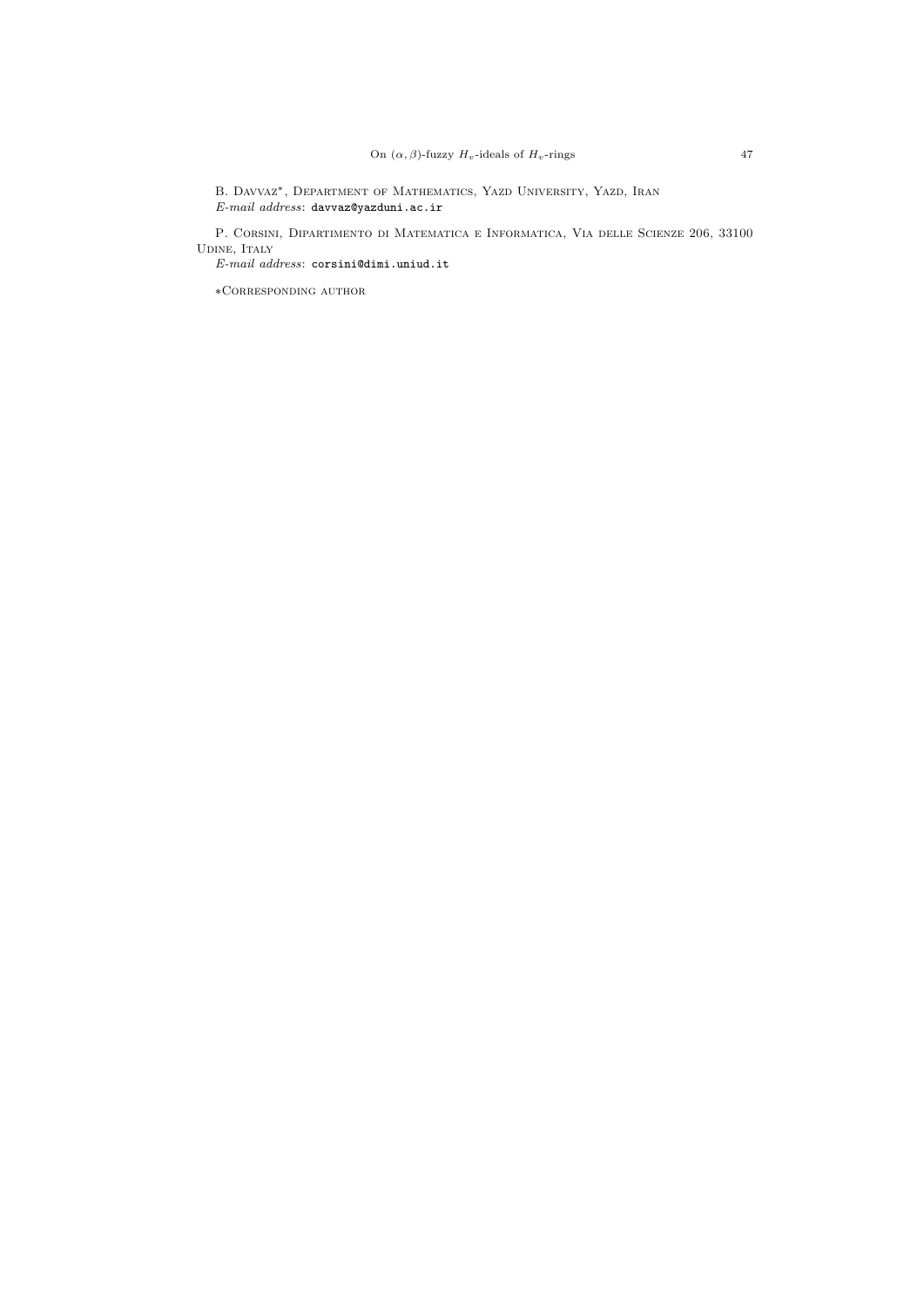B. Davvaz*, Department of Mathematics, Yazd University, Yazd, Iran
*E-mail address*: davvaz@yazduni.ac.ir

P. Corsini, Dipartimento di Matematica e Informatica, Via delle Scienze 206, 33100 Udine, Italy
*E-mail address*: corsini@dimi.uniud.it

*Corresponding author